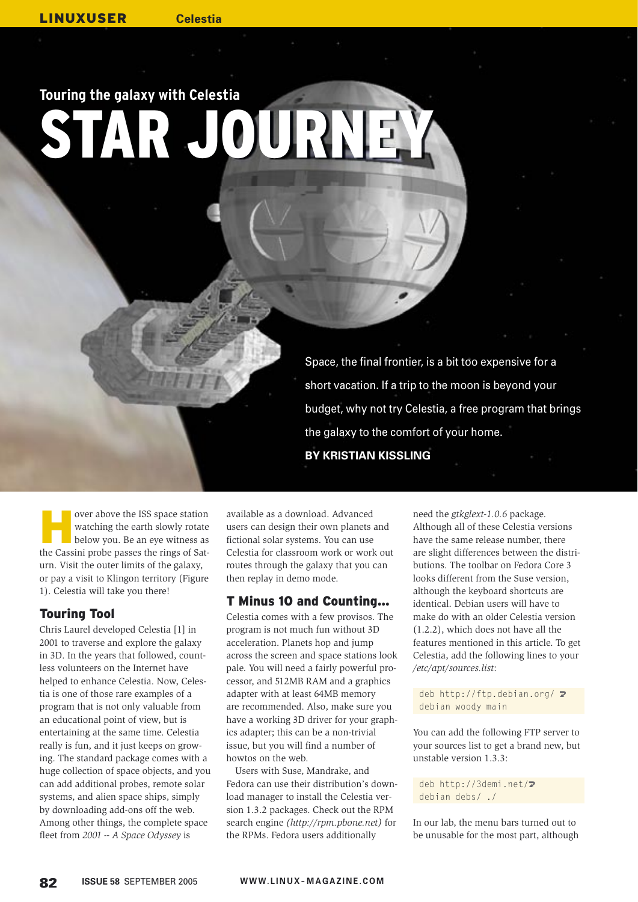Touring the galaxy with Celestia

# STAR JOURNEY

Space, the final frontier, is a bit too expensive for a short vacation. If a trip to the moon is beyond your budget, why not try Celestia, a free program that brings the galaxy to the comfort of your home.

**BY KRISTIAN KISSLING**

Hover above the ISS space station watching the earth slowly rotate below you. Be an eye witness as the Cassini probe passes the rings of Saturn. Visit the outer limits of the galaxy, or pay a visit to Klingon territory (Figure 1). Celestia will take you there!

## Touring Tool

Chris Laurel developed Celestia [1] in 2001 to traverse and explore the galaxy in 3D. In the years that followed, countless volunteers on the Internet have helped to enhance Celestia. Now, Celestia is one of those rare examples of a program that is not only valuable from an educational point of view, but is entertaining at the same time. Celestia really is fun, and it just keeps on growing. The standard package comes with a huge collection of space objects, and you can add additional probes, remote solar systems, and alien space ships, simply by downloading add-ons off the web. Among other things, the complete space fleet from *2001 -- A Space Odyssey* is available as a download. Advanced users can design their own planets and fictional solar systems. You can use Celestia for classroom work or work out routes through the galaxy that you can then replay in demo mode.

## T Minus 10 and Counting...

Celestia comes with a few provisos. The program is not much fun without 3D acceleration. Planets hop and jump across the screen and space stations look pale. You will need a fairly powerful processor, and 512MB RAM and a graphics adapter with at least 64MB memory are recommended. Also, make sure you have a working 3D driver for your graphics adapter; this can be a non-trivial issue, but you will find a number of howtos on the web.

Users with Suse, Mandrake, and Fedora can use their distribution's download manager to install the Celestia version 1.3.2 packages. Check out the RPM search engine *(http://rpm.pbone.net)* for the RPMs. Fedora users additionally need the *gtkglext-1.0.6* package. Although all of these Celestia versions have the same release number, there are slight differences between the distributions. The toolbar on Fedora Core 3 looks different from the Suse version, although the keyboard shortcuts are identical. Debian users will have to make do with an older Celestia version (1.2.2), which does not have all the features mentioned in this article. To get Celestia, add the following lines to your */etc/apt/sources.list*:

```
deb http://ftp.debian.org/ ➥
debian woody main
```

You can add the following FTP server to your sources list to get a brand new, but unstable version 1.3.3:

```
deb http://3demi.net/➥
debian debs/ ./
```

In our lab, the menu bars turned out to be unusable for the most part, although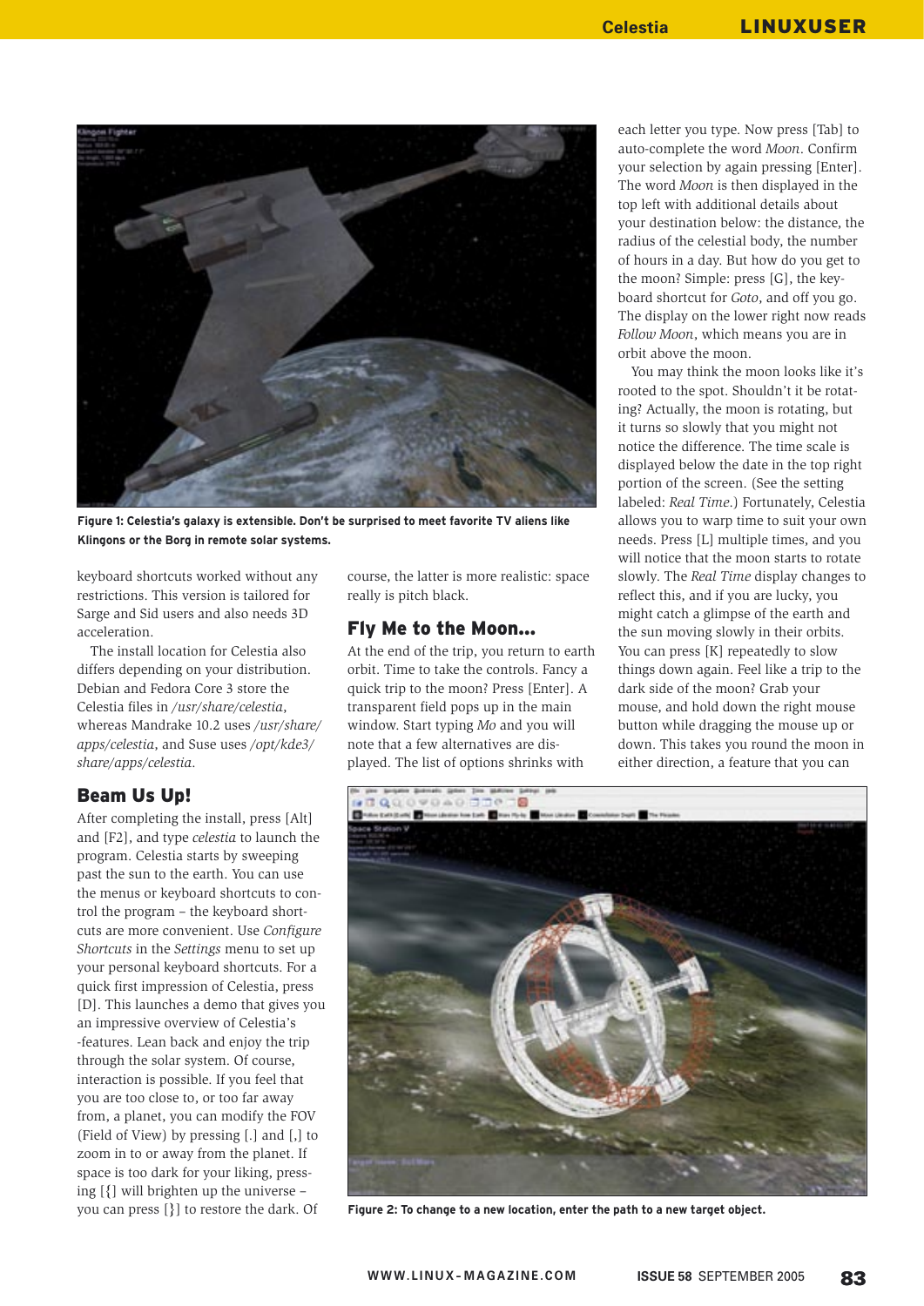Figure 1: Celestia's galaxy is extensible. Don't be surprised to meet favorite TV aliens like Klingons or the Borg in remote solar systems.

keyboard shortcuts worked without any restrictions. This version is tailored for Sarge and Sid users and also needs 3D acceleration.

The install location for Celestia also differs depending on your distribution. Debian and Fedora Core 3 store the Celestia files in */usr/share/celestia*, whereas Mandrake 10.2 uses */usr/share/apps/celestia*, and Suse uses */opt/kde3/share/apps/celestia*.

## Beam Us Up!

After completing the install, press [Alt] and [F2], and type *celestia* to launch the program. Celestia starts by sweeping past the sun to the earth. You can use the menus or keyboard shortcuts to control the program – the keyboard shortcuts are more convenient. Use *Configure Shortcuts* in the *Settings* menu to set up your personal keyboard shortcuts. For a quick first impression of Celestia, press [D]. This launches a demo that gives you an impressive overview of Celestia's -features. Lean back and enjoy the trip through the solar system. Of course, interaction is possible. If you feel that you are too close to, or too far away from, a planet, you can modify the FOV (Field of View) by pressing [.] and [,] to zoom in to or away from the planet. If space is too dark for your liking, pressing [{] will brighten up the universe – you can press [}] to restore the dark. Of course, the latter is more realistic: space really is pitch black.

## Fly Me to the Moon...

At the end of the trip, you return to earth orbit. Time to take the controls. Fancy a quick trip to the moon? Press [Enter]. A transparent field pops up in the main window. Start typing *Mo* and you will note that a few alternatives are displayed. The list of options shrinks with each letter you type. Now press [Tab] to auto-complete the word *Moon*. Confirm your selection by again pressing [Enter]. The word *Moon* is then displayed in the top left with additional details about your destination below: the distance, the radius of the celestial body, the number of hours in a day. But how do you get to the moon? Simple: press [G], the keyboard shortcut for *Goto*, and off you go. The display on the lower right now reads *Follow Moon*, which means you are in orbit above the moon.

You may think the moon looks like it's rooted to the spot. Shouldn't it be rotating? Actually, the moon is rotating, but it turns so slowly that you might not notice the difference. The time scale is displayed below the date in the top right portion of the screen. (See the setting labeled: *Real Time*.) Fortunately, Celestia allows you to warp time to suit your own needs. Press [L] multiple times, and you will notice that the moon starts to rotate slowly. The *Real Time* display changes to reflect this, and if you are lucky, you might catch a glimpse of the earth and the sun moving slowly in their orbits. You can press [K] repeatedly to slow things down again. Feel like a trip to the dark side of the moon? Grab your mouse, and hold down the right mouse button while dragging the mouse up or down. This takes you round the moon in either direction, a feature that you can

Figure 2: To change to a new location, enter the path to a new target object.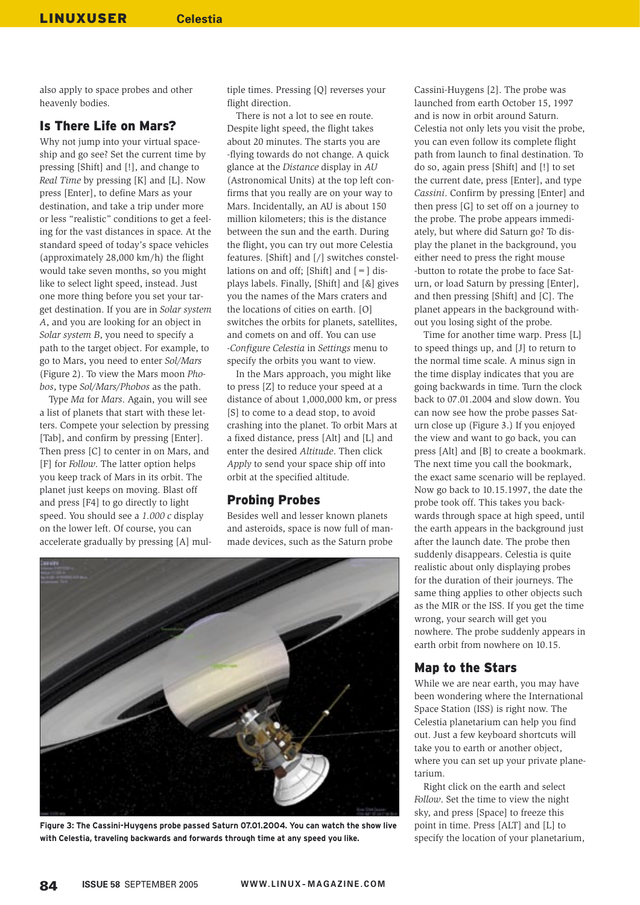also apply to space probes and other heavenly bodies.

## Is There Life on Mars?

Why not jump into your virtual spaceship and go see? Set the current time by pressing [Shift] and [!], and change to *Real Time* by pressing [K] and [L]. Now press [Enter], to define Mars as your destination, and take a trip under more or less "realistic" conditions to get a feeling for the vast distances in space. At the standard speed of today's space vehicles (approximately 28,000 km/h) the flight would take seven months, so you might like to select light speed, instead. Just one more thing before you set your target destination. If you are in *Solar system A*, and you are looking for an object in *Solar system B*, you need to specify a path to the target object. For example, to go to Mars, you need to enter *Sol/Mars* (Figure 2). To view the Mars moon *Phobos*, type *Sol/Mars/Phobos* as the path.

Type *Ma* for *Mars*. Again, you will see a list of planets that start with these letters. Compete your selection by pressing [Tab], and confirm by pressing [Enter]. Then press [C] to center in on Mars, and [F] for *Follow*. The latter option helps you keep track of Mars in its orbit. The planet just keeps on moving. Blast off and press [F4] to go directly to light speed. You should see a *1.000 c* display on the lower left. Of course, you can accelerate gradually by pressing [A] multiple times. Pressing [Q] reverses your flight direction.

There is not a lot to see en route. Despite light speed, the flight takes about 20 minutes. The starts you are -flying towards do not change. A quick glance at the *Distance* display in *AU* (Astronomical Units) at the top left confirms that you really are on your way to Mars. Incidentally, an AU is about 150 million kilometers; this is the distance between the sun and the earth. During the flight, you can try out more Celestia features. [Shift] and [/] switches constellations on and off; [Shift] and [=] displays labels. Finally, [Shift] and [&] gives you the names of the Mars craters and the locations of cities on earth. [O] switches the orbits for planets, satellites, and comets on and off. You can use *-Configure Celestia* in *Settings* menu to specify the orbits you want to view.

In the Mars approach, you might like to press [Z] to reduce your speed at a distance of about 1,000,000 km, or press [S] to come to a dead stop, to avoid crashing into the planet. To orbit Mars at a fixed distance, press [Alt] and [L] and enter the desired *Altitude*. Then click *Apply* to send your space ship off into orbit at the specified altitude.

## Probing Probes

Besides well and lesser known planets and asteroids, space is now full of man-made devices, such as the Saturn probe Cassini-Huygens [2]. The probe was launched from earth October 15, 1997 and is now in orbit around Saturn. Celestia not only lets you visit the probe, you can even follow its complete flight path from launch to final destination. To do so, again press [Shift] and [!] to set the current date, press [Enter], and type *Cassini*. Confirm by pressing [Enter] and then press [G] to set off on a journey to the probe. The probe appears immediately, but where did Saturn go? To display the planet in the background, you either need to press the right mouse -button to rotate the probe to face Saturn, or load Saturn by pressing [Enter], and then pressing [Shift] and [C]. The planet appears in the background without you losing sight of the probe.

Time for another time warp. Press [L] to speed things up, and [J] to return to the normal time scale. A minus sign in the time display indicates that you are going backwards in time. Turn the clock back to 07.01.2004 and slow down. You can now see how the probe passes Saturn close up (Figure 3.) If you enjoyed the view and want to go back, you can press [Alt] and [B] to create a bookmark. The next time you call the bookmark, the exact same scenario will be replayed. Now go back to 10.15.1997, the date the probe took off. This takes you backwards through space at high speed, until the earth appears in the background just after the launch date. The probe then suddenly disappears. Celestia is quite realistic about only displaying probes for the duration of their journeys. The same thing applies to other objects such as the MIR or the ISS. If you get the time wrong, your search will get you nowhere. The probe suddenly appears in earth orbit from nowhere on 10.15.

**Figure 3: The Cassini-Huygens probe passed Saturn 07.01.2004. You can watch the show live with Celestia, traveling backwards and forwards through time at any speed you like.**

## Map to the Stars

While we are near earth, you may have been wondering where the International Space Station (ISS) is right now. The Celestia planetarium can help you find out. Just a few keyboard shortcuts will take you to earth or another object, where you can set up your private planetarium.

Right click on the earth and select *Follow*. Set the time to view the night sky, and press [Space] to freeze this point in time. Press [ALT] and [L] to specify the location of your planetarium,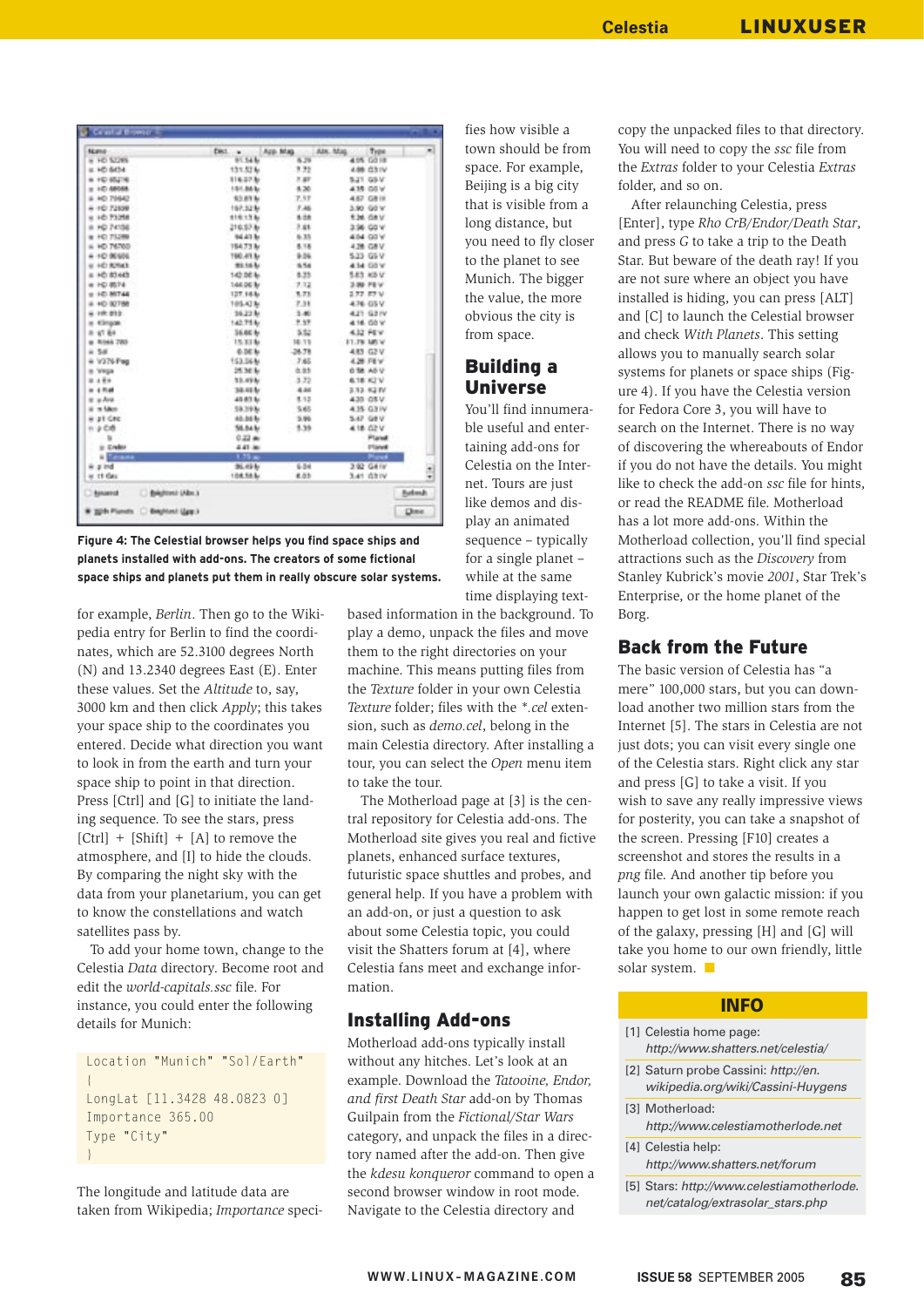Figure 4: The Celestial browser helps you find space ships and planets installed with add-ons. The creators of some fictional space ships and planets put them in really obscure solar systems.

for example, *Berlin*. Then go to the Wikipedia entry for Berlin to find the coordinates, which are 52.3100 degrees North (N) and 13.2340 degrees East (E). Enter these values. Set the *Altitude* to, say, 3000 km and then click *Apply*; this takes your space ship to the coordinates you entered. Decide what direction you want to look in from the earth and turn your space ship to point in that direction. Press [Ctrl] and [G] to initiate the landing sequence. To see the stars, press [Ctrl] + [Shift] + [A] to remove the atmosphere, and [I] to hide the clouds. By comparing the night sky with the data from your planetarium, you can get to know the constellations and watch satellites pass by.

To add your home town, change to the Celestia *Data* directory. Become root and edit the *world-capitals.ssc* file. For instance, you could enter the following details for Munich:

```
Location "Munich" "Sol/Earth"
{
LongLat [11.3428 48.0823 0]
Importance 365.00
Type "City"
}
```

The longitude and latitude data are taken from Wikipedia; *Importance* specifies how visible a town should be from space. For example, Beijing is a big city that is visible from a long distance, but you need to fly closer to the planet to see Munich. The bigger the value, the more obvious the city is from space.

## Building a Universe

You'll find innumerable useful and entertaining add-ons for Celestia on the Internet. Tours are just like demos and display an animated sequence – typically for a single planet – while at the same time displaying text-based information in the background. To play a demo, unpack the files and move them to the right directories on your machine. This means putting files from the *Texture* folder in your own Celestia *Texture* folder; files with the *\*.cel* extension, such as *demo.cel*, belong in the main Celestia directory. After installing a tour, you can select the *Open* menu item to take the tour.

The Motherload page at [3] is the central repository for Celestia add-ons. The Motherload site gives you real and fictive planets, enhanced surface textures, futuristic space shuttles and probes, and general help. If you have a problem with an add-on, or just a question to ask about some Celestia topic, you could visit the Shatters forum at [4], where Celestia fans meet and exchange information.

## Installing Add-ons

Motherload add-ons typically install without any hitches. Let's look at an example. Download the *Tatooine, Endor, and first Death Star* add-on by Thomas Guilpain from the *Fictional/Star Wars* category, and unpack the files in a directory named after the add-on. Then give the *kdesu konqueror* command to open a second browser window in root mode. Navigate to the Celestia directory and copy the unpacked files to that directory. You will need to copy the *ssc* file from the *Extras* folder to your Celestia *Extras* folder, and so on.

After relaunching Celestia, press [Enter], type *Rho CrB/Endor/Death Star*, and press *G* to take a trip to the Death Star. But beware of the death ray! If you are not sure where an object you have installed is hiding, you can press [ALT] and [C] to launch the Celestial browser and check *With Planets*. This setting allows you to manually search solar systems for planets or space ships (Figure 4). If you have the Celestia version for Fedora Core 3, you will have to search on the Internet. There is no way of discovering the whereabouts of Endor if you do not have the details. You might like to check the add-on *ssc* file for hints, or read the README file. Motherload has a lot more add-ons. Within the Motherload collection, you'll find special attractions such as the *Discovery* from Stanley Kubrick's movie *2001*, Star Trek's Enterprise, or the home planet of the Borg.

## Back from the Future

The basic version of Celestia has "a mere" 100,000 stars, but you can download another two million stars from the Internet [5]. The stars in Celestia are not just dots; you can visit every single one of the Celestia stars. Right click any star and press [G] to take a visit. If you wish to save any really impressive views for posterity, you can take a snapshot of the screen. Pressing [F10] creates a screenshot and stores the results in a *png* file. And another tip before you launch your own galactic mission: if you happen to get lost in some remote reach of the galaxy, pressing [H] and [G] will take you home to our own friendly, little solar system. ■

## INFO

[1] Celestia home page: *http://www.shatters.net/celestia/*

[2] Saturn probe Cassini: *http://en.wikipedia.org/wiki/Cassini-Huygens*

[3] Motherload: *http://www.celestiamotherlode.net*

[4] Celestia help: *http://www.shatters.net/forum*

[5] Stars: *http://www.celestiamotherlode.net/catalog/extrasolar_stars.php*